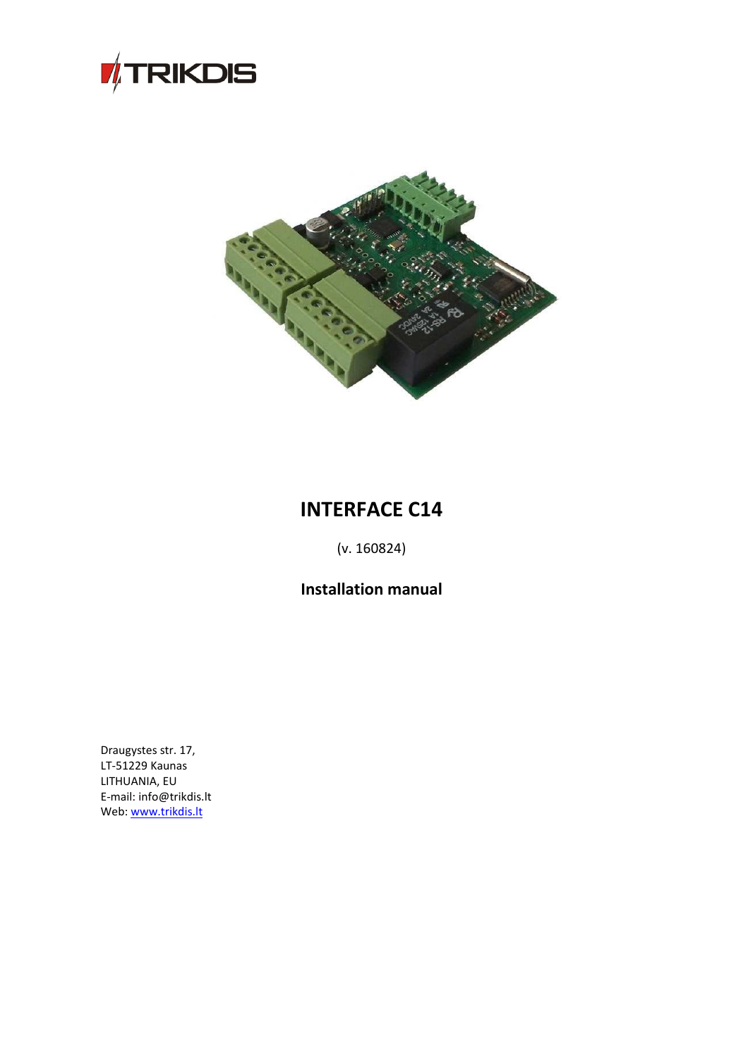TRIKDIS

# INTERFACE C14

(v. 160824)

## Installation manual

Draugystes str. 17,
LT-51229 Kaunas
LITHUANIA, EU
E-mail: info@trikdis.lt
Web: www.trikdis.lt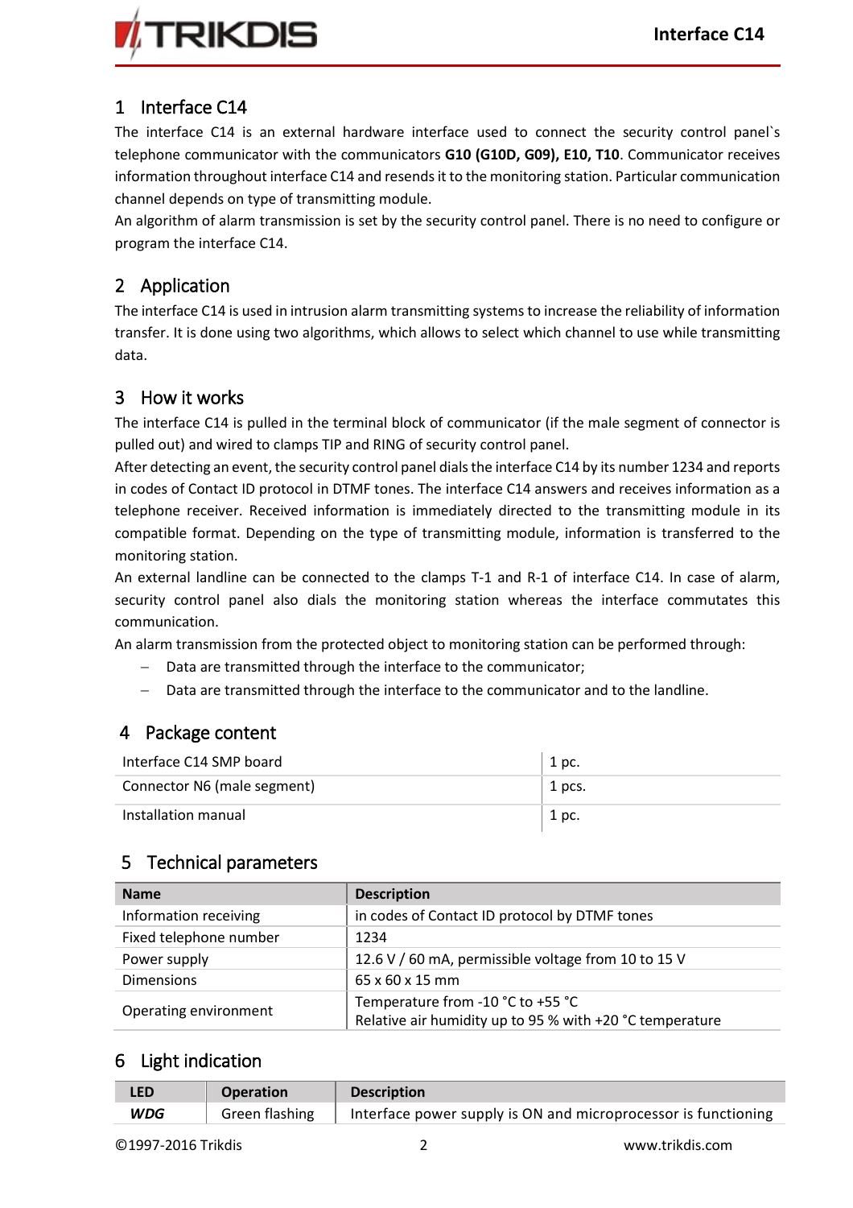# 1 Interface C14

The interface C14 is an external hardware interface used to connect the security control panel`s telephone communicator with the communicators **G10 (G10D, G09), E10, T10**. Communicator receives information throughout interface C14 and resends it to the monitoring station. Particular communication channel depends on type of transmitting module.

An algorithm of alarm transmission is set by the security control panel. There is no need to configure or program the interface C14.

# 2 Application

The interface C14 is used in intrusion alarm transmitting systems to increase the reliability of information transfer. It is done using two algorithms, which allows to select which channel to use while transmitting data.

# 3 How it works

The interface C14 is pulled in the terminal block of communicator (if the male segment of connector is pulled out) and wired to clamps TIP and RING of security control panel.

After detecting an event, the security control panel dials the interface C14 by its number 1234 and reports in codes of Contact ID protocol in DTMF tones. The interface C14 answers and receives information as a telephone receiver. Received information is immediately directed to the transmitting module in its compatible format. Depending on the type of transmitting module, information is transferred to the monitoring station.

An external landline can be connected to the clamps T-1 and R-1 of interface C14. In case of alarm, security control panel also dials the monitoring station whereas the interface commutates this communication.

An alarm transmission from the protected object to monitoring station can be performed through:

- Data are transmitted through the interface to the communicator;
- Data are transmitted through the interface to the communicator and to the landline.

# 4 Package content

| | |
|---|---|
| Interface C14 SMP board | 1 pc. |
| Connector N6 (male segment) | 1 pcs. |
| Installation manual | 1 pc. |

# 5 Technical parameters

| Name | Description |
|---|---|
| Information receiving | in codes of Contact ID protocol by DTMF tones |
| Fixed telephone number | 1234 |
| Power supply | 12.6 V / 60 mA, permissible voltage from 10 to 15 V |
| Dimensions | 65 x 60 x 15 mm |
| Operating environment | Temperature from -10 °C to +55 °C<br>Relative air humidity up to 95 % with +20 °C temperature |

# 6 Light indication

| LED | Operation | Description |
|---|---|---|
| ***WDG*** | Green flashing | Interface power supply is ON and microprocessor is functioning |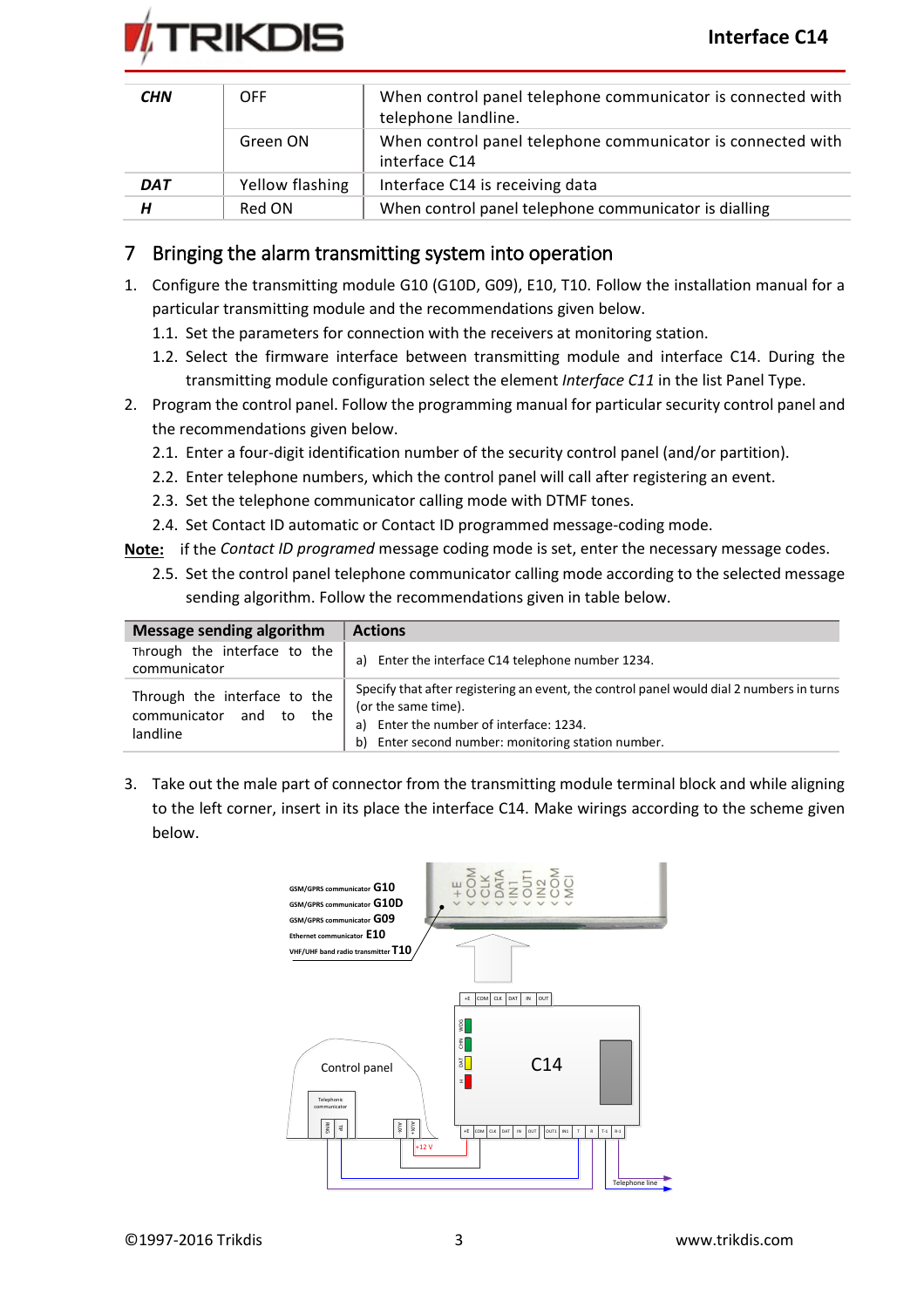| | | |
|---|---|---|
| ***CHN*** | OFF | When control panel telephone communicator is connected with telephone landline. |
| | Green ON | When control panel telephone communicator is connected with interface C14 |
| ***DAT*** | Yellow flashing | Interface C14 is receiving data |
| ***H*** | Red ON | When control panel telephone communicator is dialling |

## 7 Bringing the alarm transmitting system into operation

1. Configure the transmitting module G10 (G10D, G09), E10, T10. Follow the installation manual for a particular transmitting module and the recommendations given below.
   1.1. Set the parameters for connection with the receivers at monitoring station.
   1.2. Select the firmware interface between transmitting module and interface C14. During the transmitting module configuration select the element *Interface C11* in the list Panel Type.
2. Program the control panel. Follow the programming manual for particular security control panel and the recommendations given below.
   2.1. Enter a four-digit identification number of the security control panel (and/or partition).
   2.2. Enter telephone numbers, which the control panel will call after registering an event.
   2.3. Set the telephone communicator calling mode with DTMF tones.
   2.4. Set Contact ID automatic or Contact ID programmed message-coding mode.

**Note:** if the *Contact ID programed* message coding mode is set, enter the necessary message codes.

   2.5. Set the control panel telephone communicator calling mode according to the selected message sending algorithm. Follow the recommendations given in table below.

| Message sending algorithm | Actions |
|---|---|
| Through the interface to the communicator | a) Enter the interface C14 telephone number 1234. |
| Through the interface to the communicator and to the landline | Specify that after registering an event, the control panel would dial 2 numbers in turns (or the same time).<br>a) Enter the number of interface: 1234.<br>b) Enter second number: monitoring station number. |

3. Take out the male part of connector from the transmitting module terminal block and while aligning to the left corner, insert in its place the interface C14. Make wirings according to the scheme given below.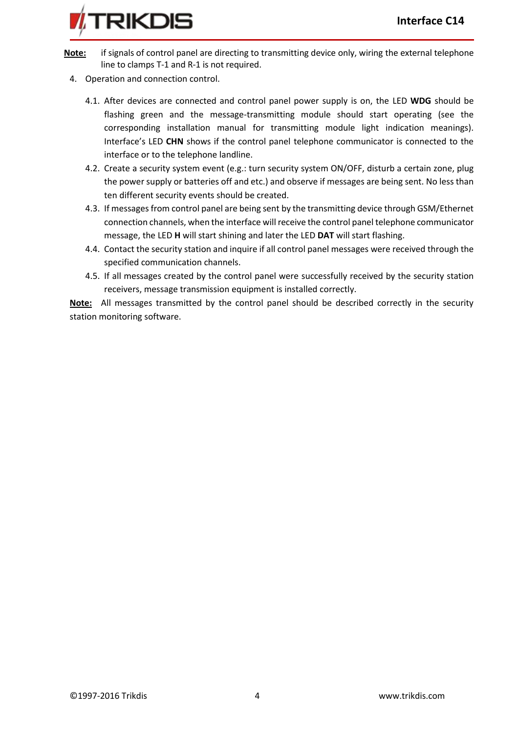**Note:** if signals of control panel are directing to transmitting device only, wiring the external telephone line to clamps T-1 and R-1 is not required.

4. Operation and connection control.

   4.1. After devices are connected and control panel power supply is on, the LED **WDG** should be flashing green and the message-transmitting module should start operating (see the corresponding installation manual for transmitting module light indication meanings). Interface's LED **CHN** shows if the control panel telephone communicator is connected to the interface or to the telephone landline.

   4.2. Create a security system event (e.g.: turn security system ON/OFF, disturb a certain zone, plug the power supply or batteries off and etc.) and observe if messages are being sent. No less than ten different security events should be created.

   4.3. If messages from control panel are being sent by the transmitting device through GSM/Ethernet connection channels, when the interface will receive the control panel telephone communicator message, the LED **H** will start shining and later the LED **DAT** will start flashing.

   4.4. Contact the security station and inquire if all control panel messages were received through the specified communication channels.

   4.5. If all messages created by the control panel were successfully received by the security station receivers, message transmission equipment is installed correctly.

**Note:** All messages transmitted by the control panel should be described correctly in the security station monitoring software.